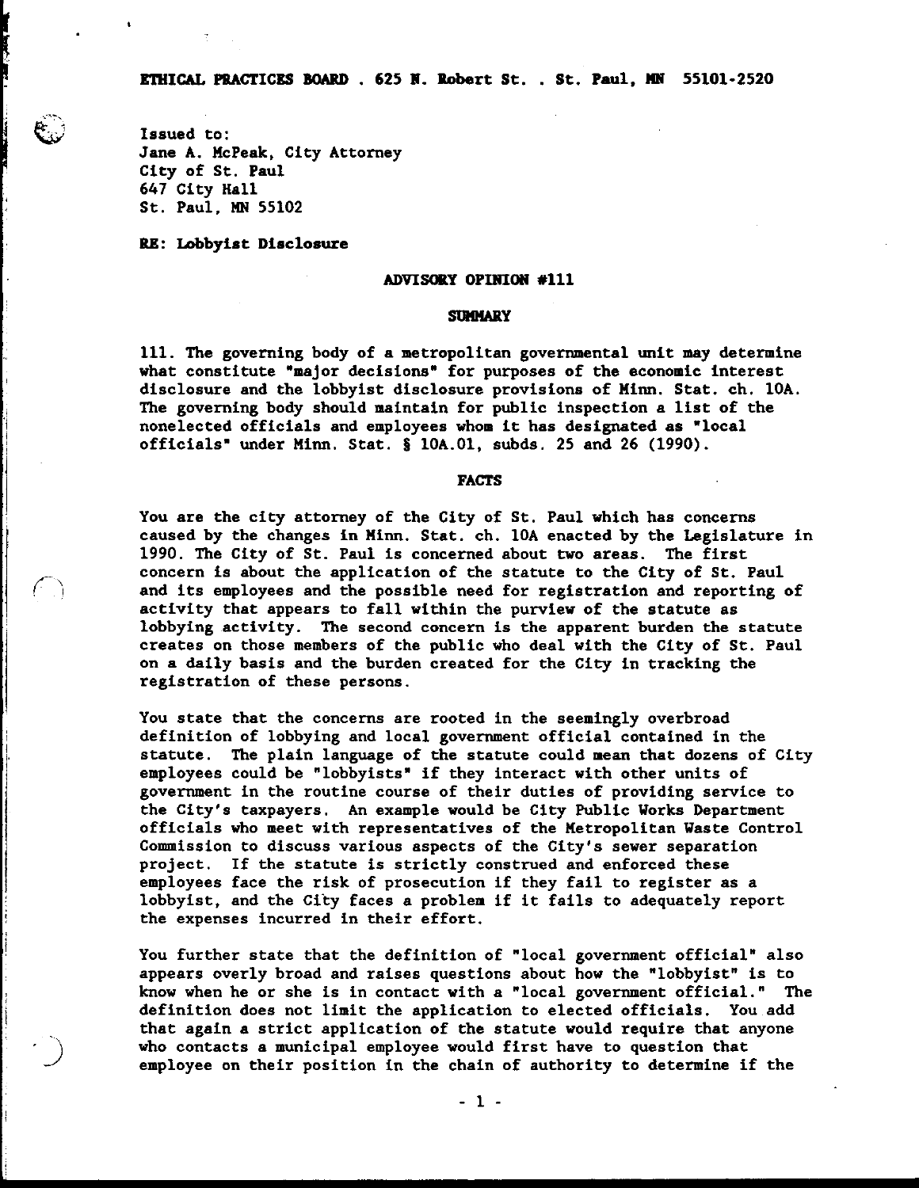**ETHICAL PRACTICES BOARD . 625 N. Robert St. . St. Paul, MN 55101-2520**

Issued to:
Jane A. McPeak, City Attorney
City of St. Paul
647 City Hall
St. Paul, MN 55102

**RE: Lobbyist Disclosure**

# ADVISORY OPINION #111

## SUMMARY

111. The governing body of a metropolitan governmental unit may determine what constitute "major decisions" for purposes of the economic interest disclosure and the lobbyist disclosure provisions of Minn. Stat. ch. 10A. The governing body should maintain for public inspection a list of the nonelected officials and employees whom it has designated as "local officials" under Minn. Stat. § 10A.01, subds. 25 and 26 (1990).

## FACTS

You are the city attorney of the City of St. Paul which has concerns caused by the changes in Minn. Stat. ch. 10A enacted by the Legislature in 1990. The City of St. Paul is concerned about two areas. The first concern is about the application of the statute to the City of St. Paul and its employees and the possible need for registration and reporting of activity that appears to fall within the purview of the statute as lobbying activity. The second concern is the apparent burden the statute creates on those members of the public who deal with the City of St. Paul on a daily basis and the burden created for the City in tracking the registration of these persons.

You state that the concerns are rooted in the seemingly overbroad definition of lobbying and local government official contained in the statute. The plain language of the statute could mean that dozens of City employees could be "lobbyists" if they interact with other units of government in the routine course of their duties of providing service to the City's taxpayers. An example would be City Public Works Department officials who meet with representatives of the Metropolitan Waste Control Commission to discuss various aspects of the City's sewer separation project. If the statute is strictly construed and enforced these employees face the risk of prosecution if they fail to register as a lobbyist, and the City faces a problem if it fails to adequately report the expenses incurred in their effort.

You further state that the definition of "local government official" also appears overly broad and raises questions about how the "lobbyist" is to know when he or she is in contact with a "local government official." The definition does not limit the application to elected officials. You add that again a strict application of the statute would require that anyone who contacts a municipal employee would first have to question that employee on their position in the chain of authority to determine if the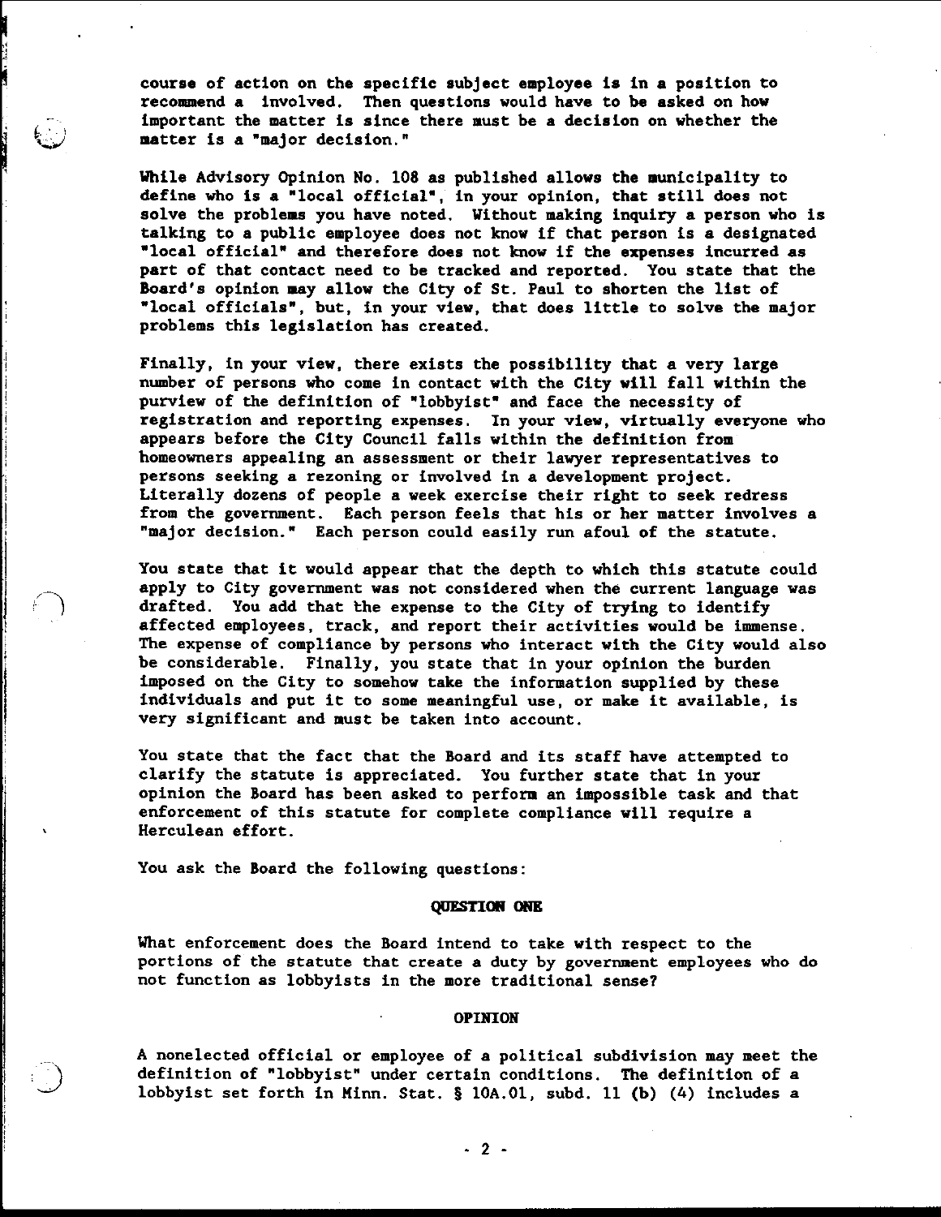course of action on the specific subject employee is in a position to recommend a involved. Then questions would have to be asked on how important the matter is since there must be a decision on whether the matter is a "major decision."

While Advisory Opinion No. 108 as published allows the municipality to define who is a "local official", in your opinion, that still does not solve the problems you have noted. Without making inquiry a person who is talking to a public employee does not know if that person is a designated "local official" and therefore does not know if the expenses incurred as part of that contact need to be tracked and reported. You state that the Board's opinion may allow the City of St. Paul to shorten the list of "local officials", but, in your view, that does little to solve the major problems this legislation has created.

Finally, in your view, there exists the possibility that a very large number of persons who come in contact with the City will fall within the purview of the definition of "lobbyist" and face the necessity of registration and reporting expenses. In your view, virtually everyone who appears before the City Council falls within the definition from homeowners appealing an assessment or their lawyer representatives to persons seeking a rezoning or involved in a development project. Literally dozens of people a week exercise their right to seek redress from the government. Each person feels that his or her matter involves a "major decision." Each person could easily run afoul of the statute.

You state that it would appear that the depth to which this statute could apply to City government was not considered when the current language was drafted. You add that the expense to the City of trying to identify affected employees, track, and report their activities would be immense. The expense of compliance by persons who interact with the City would also be considerable. Finally, you state that in your opinion the burden imposed on the City to somehow take the information supplied by these individuals and put it to some meaningful use, or make it available, is very significant and must be taken into account.

You state that the fact that the Board and its staff have attempted to clarify the statute is appreciated. You further state that in your opinion the Board has been asked to perform an impossible task and that enforcement of this statute for complete compliance will require a Herculean effort.

You ask the Board the following questions:

**QUESTION ONE**

What enforcement does the Board intend to take with respect to the portions of the statute that create a duty by government employees who do not function as lobbyists in the more traditional sense?

**OPINION**

A nonelected official or employee of a political subdivision may meet the definition of "lobbyist" under certain conditions. The definition of a lobbyist set forth in Minn. Stat. § 10A.01, subd. 11 (b) (4) includes a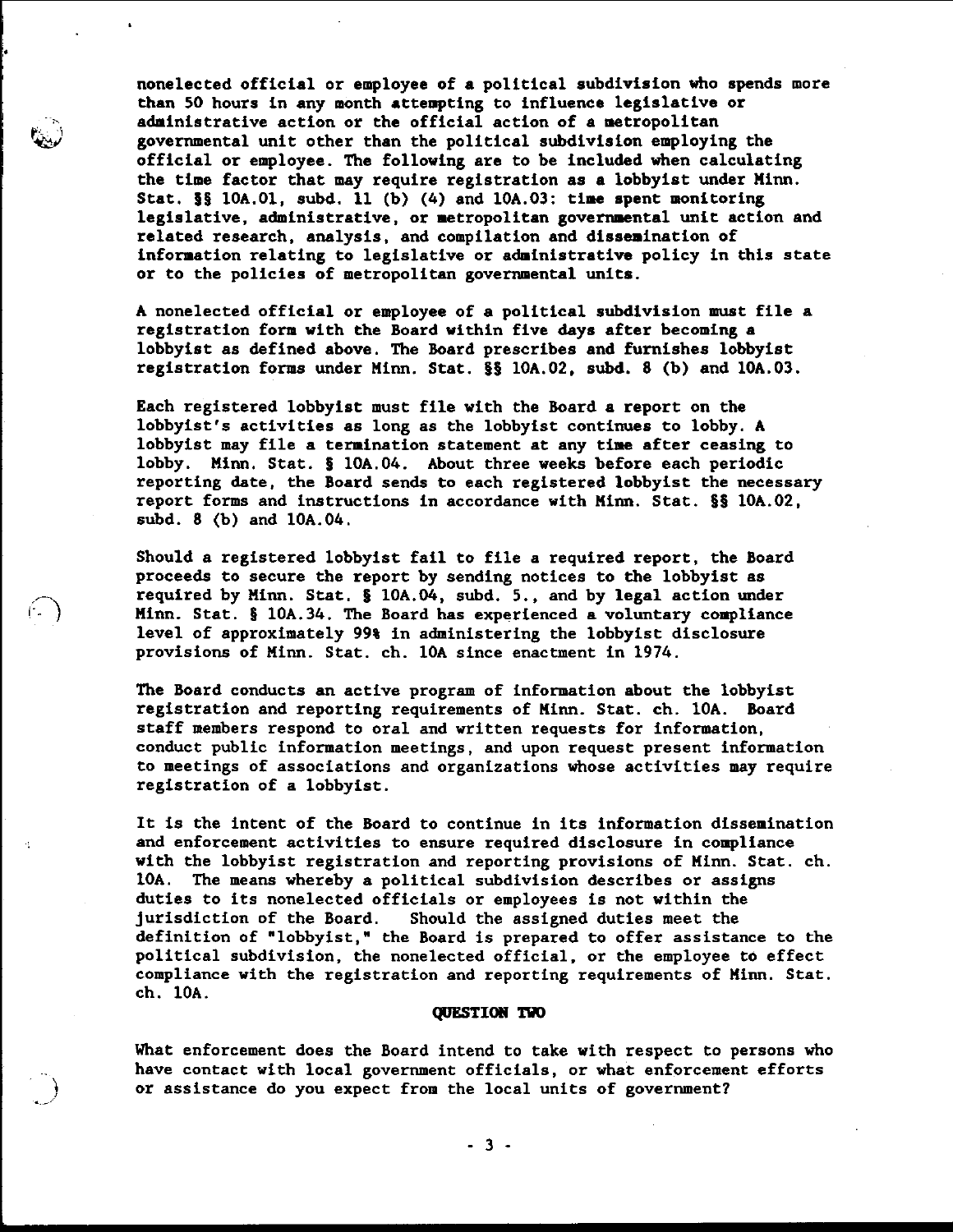nonelected official or employee of a political subdivision who spends more than 50 hours in any month attempting to influence legislative or administrative action or the official action of a metropolitan governmental unit other than the political subdivision employing the official or employee. The following are to be included when calculating the time factor that may require registration as a lobbyist under Minn. Stat. §§ 10A.01, subd. 11 (b) (4) and 10A.03: time spent monitoring legislative, administrative, or metropolitan governmental unit action and related research, analysis, and compilation and dissemination of information relating to legislative or administrative policy in this state or to the policies of metropolitan governmental units.

A nonelected official or employee of a political subdivision must file a registration form with the Board within five days after becoming a lobbyist as defined above. The Board prescribes and furnishes lobbyist registration forms under Minn. Stat. §§ 10A.02, subd. 8 (b) and 10A.03.

Each registered lobbyist must file with the Board a report on the lobbyist's activities as long as the lobbyist continues to lobby. A lobbyist may file a termination statement at any time after ceasing to lobby. Minn. Stat. § 10A.04. About three weeks before each periodic reporting date, the Board sends to each registered lobbyist the necessary report forms and instructions in accordance with Minn. Stat. §§ 10A.02, subd. 8 (b) and 10A.04.

Should a registered lobbyist fail to file a required report, the Board proceeds to secure the report by sending notices to the lobbyist as required by Minn. Stat. § 10A.04, subd. 5., and by legal action under Minn. Stat. § 10A.34. The Board has experienced a voluntary compliance level of approximately 99% in administering the lobbyist disclosure provisions of Minn. Stat. ch. 10A since enactment in 1974.

The Board conducts an active program of information about the lobbyist registration and reporting requirements of Minn. Stat. ch. 10A. Board staff members respond to oral and written requests for information, conduct public information meetings, and upon request present information to meetings of associations and organizations whose activities may require registration of a lobbyist.

It is the intent of the Board to continue in its information dissemination and enforcement activities to ensure required disclosure in compliance with the lobbyist registration and reporting provisions of Minn. Stat. ch. 10A. The means whereby a political subdivision describes or assigns duties to its nonelected officials or employees is not within the jurisdiction of the Board. Should the assigned duties meet the definition of "lobbyist," the Board is prepared to offer assistance to the political subdivision, the nonelected official, or the employee to effect compliance with the registration and reporting requirements of Minn. Stat. ch. 10A.

**QUESTION TWO**

What enforcement does the Board intend to take with respect to persons who have contact with local government officials, or what enforcement efforts or assistance do you expect from the local units of government?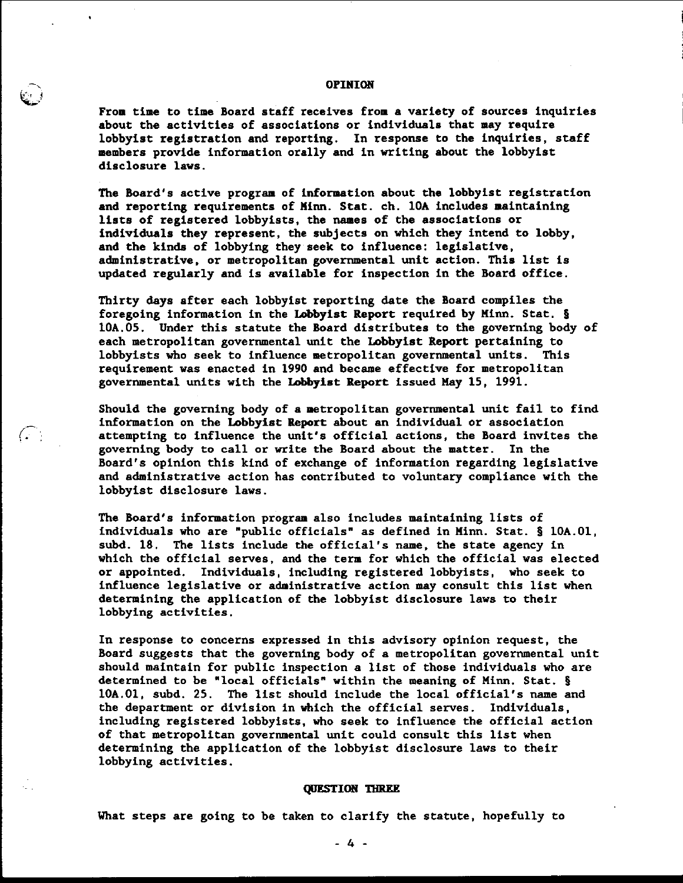## OPINION

From time to time Board staff receives from a variety of sources inquiries about the activities of associations or individuals that may require lobbyist registration and reporting. In response to the inquiries, staff members provide information orally and in writing about the lobbyist disclosure laws.

The Board's active program of information about the lobbyist registration and reporting requirements of Minn. Stat. ch. 10A includes maintaining lists of registered lobbyists, the names of the associations or individuals they represent, the subjects on which they intend to lobby, and the kinds of lobbying they seek to influence: legislative, administrative, or metropolitan governmental unit action. This list is updated regularly and is available for inspection in the Board office.

Thirty days after each lobbyist reporting date the Board compiles the foregoing information in the **Lobbyist Report** required by Minn. Stat. § 10A.05. Under this statute the Board distributes to the governing body of each metropolitan governmental unit the **Lobbyist Report** pertaining to lobbyists who seek to influence metropolitan governmental units. This requirement was enacted in 1990 and became effective for metropolitan governmental units with the **Lobbyist Report** issued May 15, 1991.

Should the governing body of a metropolitan governmental unit fail to find information on the **Lobbyist Report** about an individual or association attempting to influence the unit's official actions, the Board invites the governing body to call or write the Board about the matter. In the Board's opinion this kind of exchange of information regarding legislative and administrative action has contributed to voluntary compliance with the lobbyist disclosure laws.

The Board's information program also includes maintaining lists of individuals who are "public officials" as defined in Minn. Stat. § 10A.01, subd. 18. The lists include the official's name, the state agency in which the official serves, and the term for which the official was elected or appointed. Individuals, including registered lobbyists, who seek to influence legislative or administrative action may consult this list when determining the application of the lobbyist disclosure laws to their lobbying activities.

In response to concerns expressed in this advisory opinion request, the Board suggests that the governing body of a metropolitan governmental unit should maintain for public inspection a list of those individuals who are determined to be "local officials" within the meaning of Minn. Stat. § 10A.01, subd. 25. The list should include the local official's name and the department or division in which the official serves. Individuals, including registered lobbyists, who seek to influence the official action of that metropolitan governmental unit could consult this list when determining the application of the lobbyist disclosure laws to their lobbying activities.

## QUESTION THREE

What steps are going to be taken to clarify the statute, hopefully to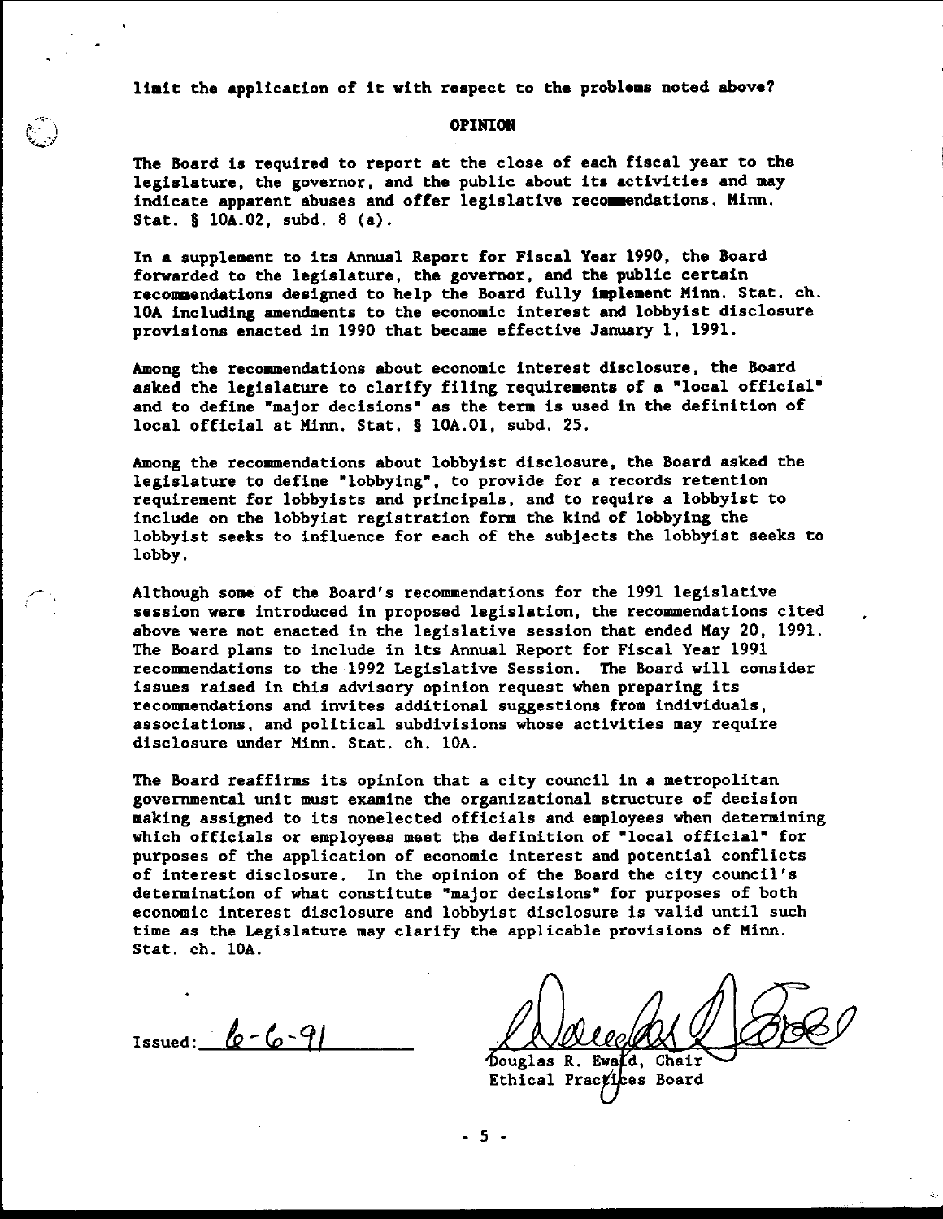limit the application of it with respect to the problems noted above?

## OPINION

The Board is required to report at the close of each fiscal year to the legislature, the governor, and the public about its activities and may indicate apparent abuses and offer legislative recommendations. Minn. Stat. § 10A.02, subd. 8 (a).

In a supplement to its Annual Report for Fiscal Year 1990, the Board forwarded to the legislature, the governor, and the public certain recommendations designed to help the Board fully implement Minn. Stat. ch. 10A including amendments to the economic interest and lobbyist disclosure provisions enacted in 1990 that became effective January 1, 1991.

Among the recommendations about economic interest disclosure, the Board asked the legislature to clarify filing requirements of a "local official" and to define "major decisions" as the term is used in the definition of local official at Minn. Stat. § 10A.01, subd. 25.

Among the recommendations about lobbyist disclosure, the Board asked the legislature to define "lobbying", to provide for a records retention requirement for lobbyists and principals, and to require a lobbyist to include on the lobbyist registration form the kind of lobbying the lobbyist seeks to influence for each of the subjects the lobbyist seeks to lobby.

Although some of the Board's recommendations for the 1991 legislative session were introduced in proposed legislation, the recommendations cited above were not enacted in the legislative session that ended May 20, 1991. The Board plans to include in its Annual Report for Fiscal Year 1991 recommendations to the 1992 Legislative Session. The Board will consider issues raised in this advisory opinion request when preparing its recommendations and invites additional suggestions from individuals, associations, and political subdivisions whose activities may require disclosure under Minn. Stat. ch. 10A.

The Board reaffirms its opinion that a city council in a metropolitan governmental unit must examine the organizational structure of decision making assigned to its nonelected officials and employees when determining which officials or employees meet the definition of "local official" for purposes of the application of economic interest and potential conflicts of interest disclosure. In the opinion of the Board the city council's determination of what constitute "major decisions" for purposes of both economic interest disclosure and lobbyist disclosure is valid until such time as the Legislature may clarify the applicable provisions of Minn. Stat. ch. 10A.

Issued: 6-6-91

Douglas R. Ewald, Chair
Ethical Practices Board